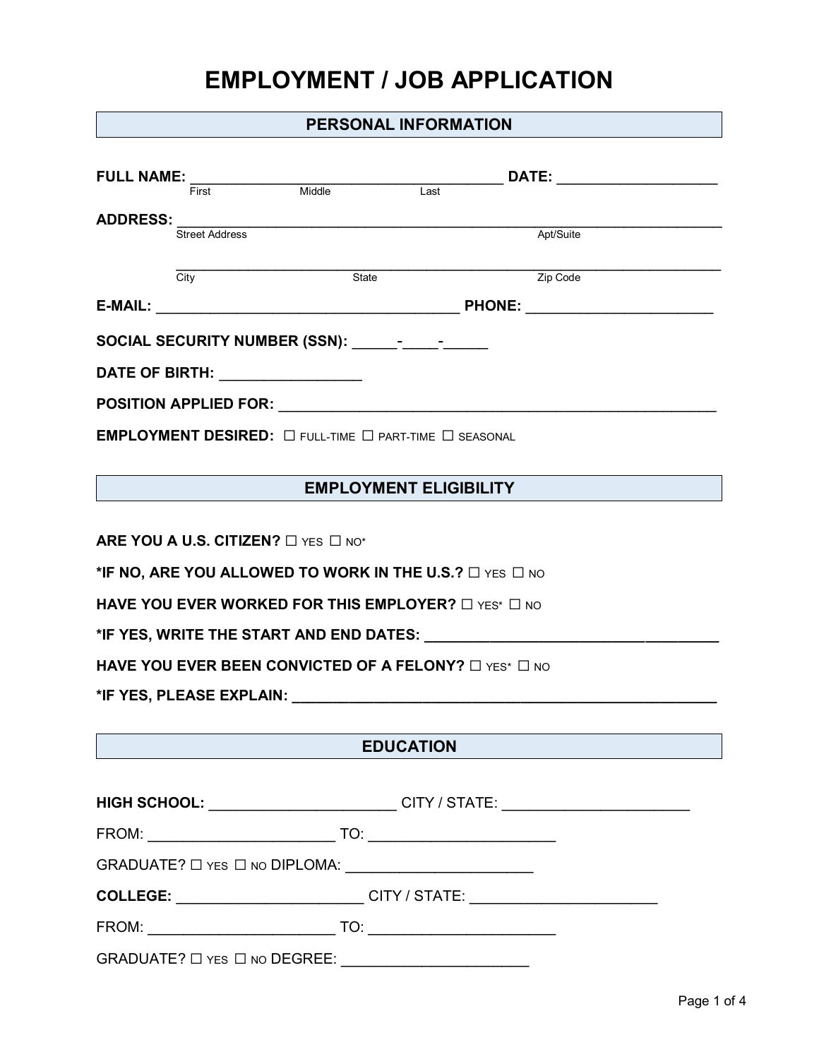# EMPLOYMENT / JOB APPLICATION

## PERSONAL INFORMATION

**FULL NAME:** ____________________________________ **DATE:** ___________________
First Middle Last

**ADDRESS:** ________________________________________________________________
Street Address Apt/Suite

________________________________________________________________
City State Zip Code

**E-MAIL:** ___________________________________ **PHONE:** ______________________

**SOCIAL SECURITY NUMBER (SSN):** _____-____-_____

**DATE OF BIRTH:** ________________

**POSITION APPLIED FOR:** ______________________________________________

**EMPLOYMENT DESIRED:** ☐ FULL-TIME ☐ PART-TIME ☐ SEASONAL

## EMPLOYMENT ELIGIBILITY

**ARE YOU A U.S. CITIZEN?** ☐ YES ☐ NO*

***IF NO, ARE YOU ALLOWED TO WORK IN THE U.S.?** ☐ YES ☐ NO

**HAVE YOU EVER WORKED FOR THIS EMPLOYER?** ☐ YES* ☐ NO

***IF YES, WRITE THE START AND END DATES:** _________________________________

**HAVE YOU EVER BEEN CONVICTED OF A FELONY?** ☐ YES* ☐ NO

***IF YES, PLEASE EXPLAIN:** _______________________________________________

## EDUCATION

**HIGH SCHOOL:** ______________________ CITY / STATE: ______________________

FROM: ______________________ TO: ______________________

GRADUATE? ☐ YES ☐ NO DIPLOMA: ______________________

**COLLEGE:** ______________________ CITY / STATE: ______________________

FROM: ______________________ TO: ______________________

GRADUATE? ☐ YES ☐ NO DEGREE: ______________________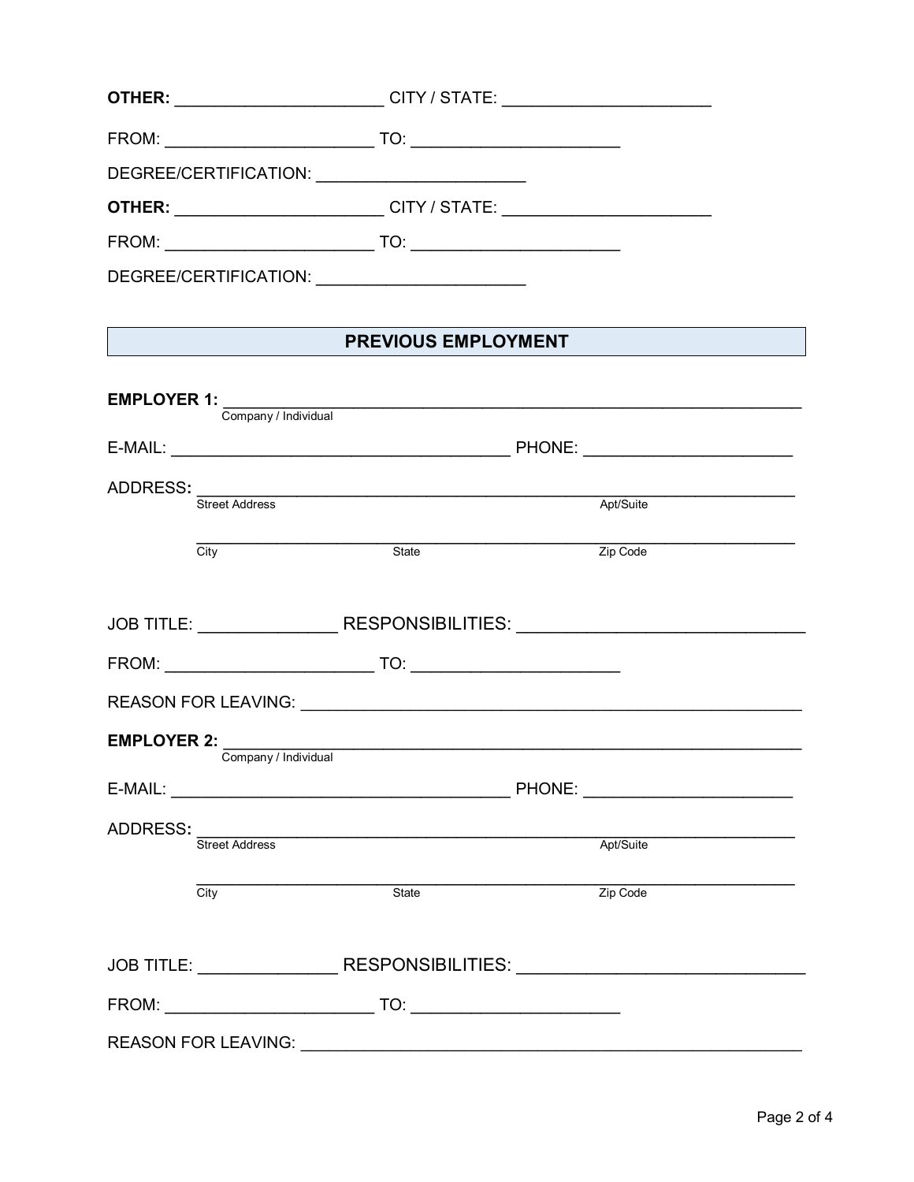**OTHER:** ______________________ CITY / STATE: ______________________

FROM: ______________________ TO: ______________________

DEGREE/CERTIFICATION: ______________________

**OTHER:** ______________________ CITY / STATE: ______________________

FROM: ______________________ TO: ______________________

DEGREE/CERTIFICATION: ______________________

## PREVIOUS EMPLOYMENT

**EMPLOYER 1:** ____________________________________________________________
Company / Individual

E-MAIL: ____________________________________ PHONE: ______________________

ADDRESS: ____________________________________________________________
Street Address Apt/Suite

____________________________________________________________
City State Zip Code

JOB TITLE: ______________ RESPONSIBILITIES: ____________________________

FROM: ______________________ TO: ______________________

REASON FOR LEAVING: ______________________________________________________

**EMPLOYER 2:** ____________________________________________________________
Company / Individual

E-MAIL: ____________________________________ PHONE: ______________________

ADDRESS: ____________________________________________________________
Street Address Apt/Suite

____________________________________________________________
City State Zip Code

JOB TITLE: ______________ RESPONSIBILITIES: ____________________________

FROM: ______________________ TO: ______________________

REASON FOR LEAVING: ______________________________________________________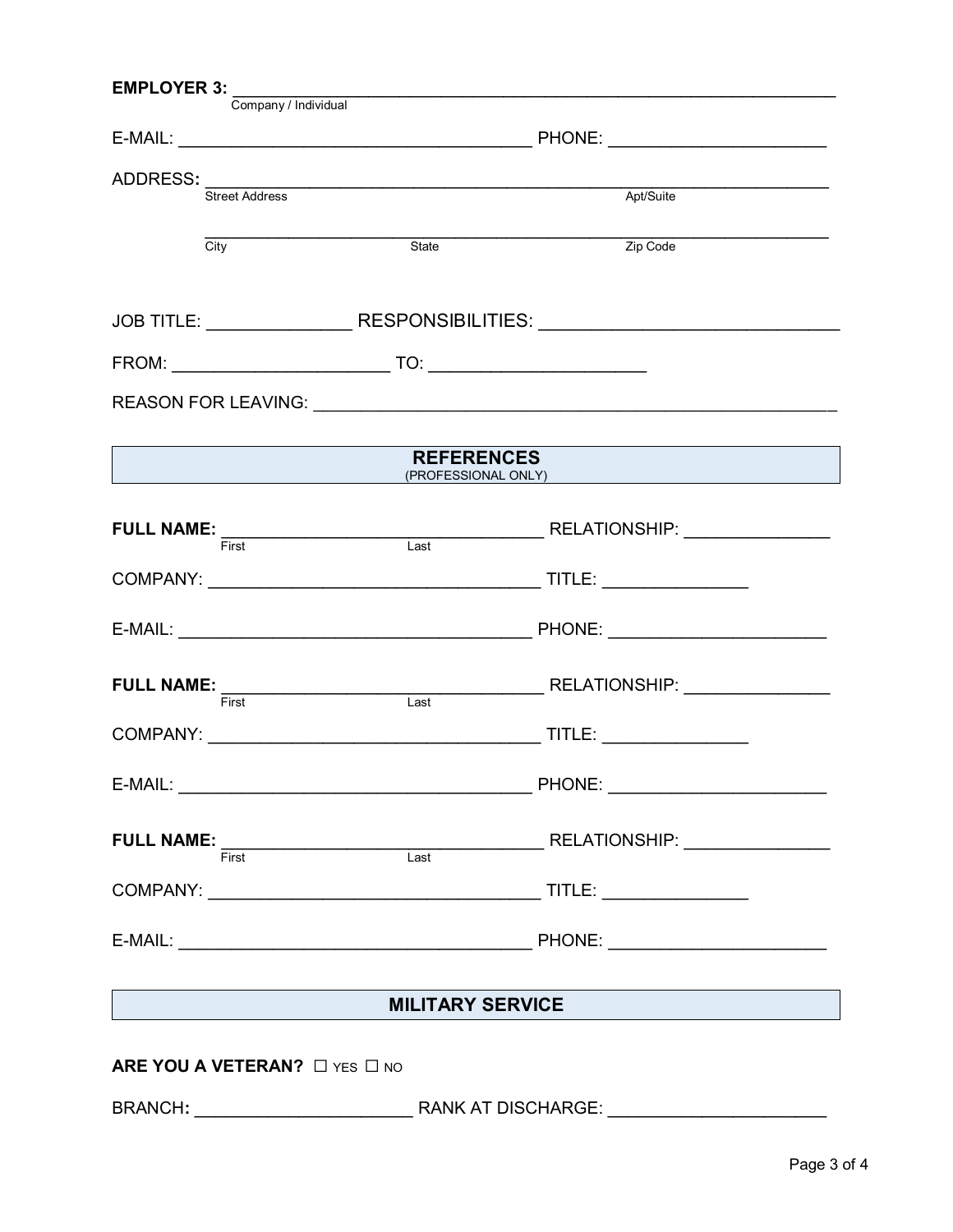**EMPLOYER 3:** ____________________________________________________________
Company / Individual

E-MAIL: ____________________________________ PHONE: ______________________

ADDRESS**:** ___________________________________________________________
Street Address Apt/Suite

___________________________________________________________
City State Zip Code

JOB TITLE: ______________ RESPONSIBILITIES: _____________________________

FROM: ______________________ TO: ______________________

REASON FOR LEAVING: ______________________________________________________

## REFERENCES
(PROFESSIONAL ONLY)

**FULL NAME:** _________________________________ RELATIONSHIP: _______________
First Last

COMPANY: __________________________________ TITLE: _______________

E-MAIL: ____________________________________ PHONE: ______________________

**FULL NAME:** _________________________________ RELATIONSHIP: _______________
First Last

COMPANY: __________________________________ TITLE: _______________

E-MAIL: ____________________________________ PHONE: ______________________

**FULL NAME:** _________________________________ RELATIONSHIP: _______________
First Last

COMPANY: __________________________________ TITLE: _______________

E-MAIL: ____________________________________ PHONE: ______________________

## MILITARY SERVICE

**ARE YOU A VETERAN?** ☐ YES ☐ NO

BRANCH**:** ______________________ RANK AT DISCHARGE: ______________________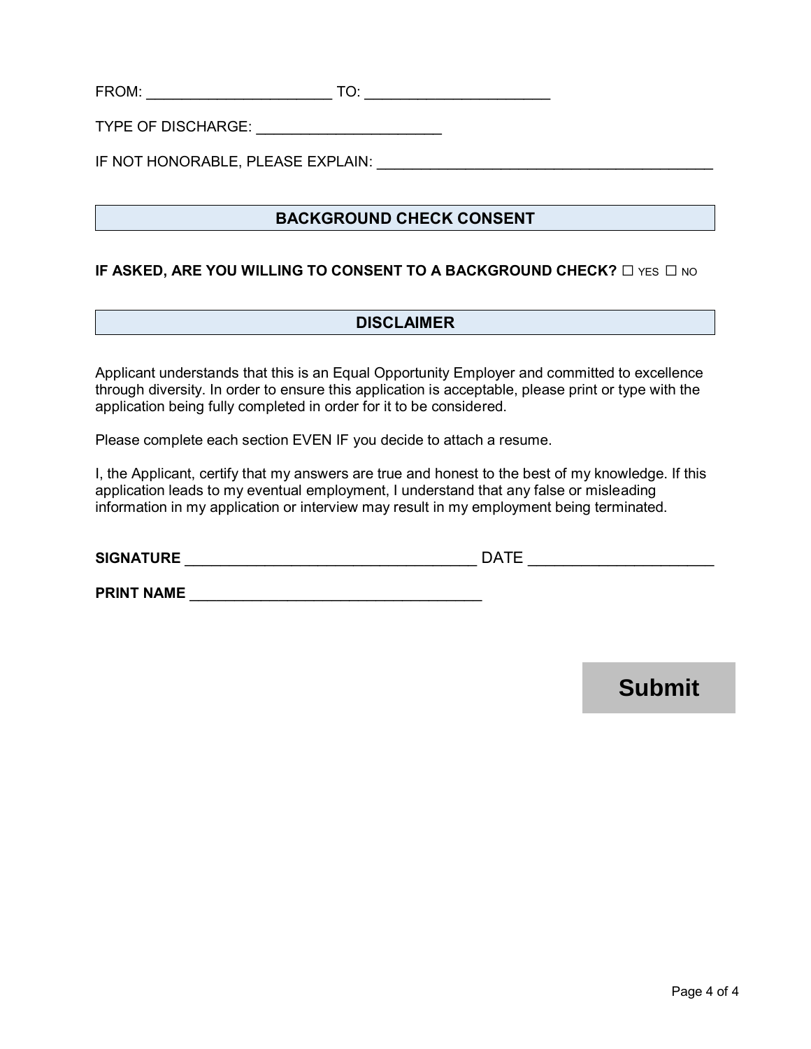FROM: ______________________ TO: ______________________

TYPE OF DISCHARGE: ______________________

IF NOT HONORABLE, PLEASE EXPLAIN: ________________________________________

## BACKGROUND CHECK CONSENT

**IF ASKED, ARE YOU WILLING TO CONSENT TO A BACKGROUND CHECK?** ☐ YES ☐ NO

## DISCLAIMER

Applicant understands that this is an Equal Opportunity Employer and committed to excellence through diversity. In order to ensure this application is acceptable, please print or type with the application being fully completed in order for it to be considered.

Please complete each section EVEN IF you decide to attach a resume.

I, the Applicant, certify that my answers are true and honest to the best of my knowledge. If this application leads to my eventual employment, I understand that any false or misleading information in my application or interview may result in my employment being terminated.

**SIGNATURE** __________________________________ DATE _____________________

**PRINT NAME** __________________________________

Submit